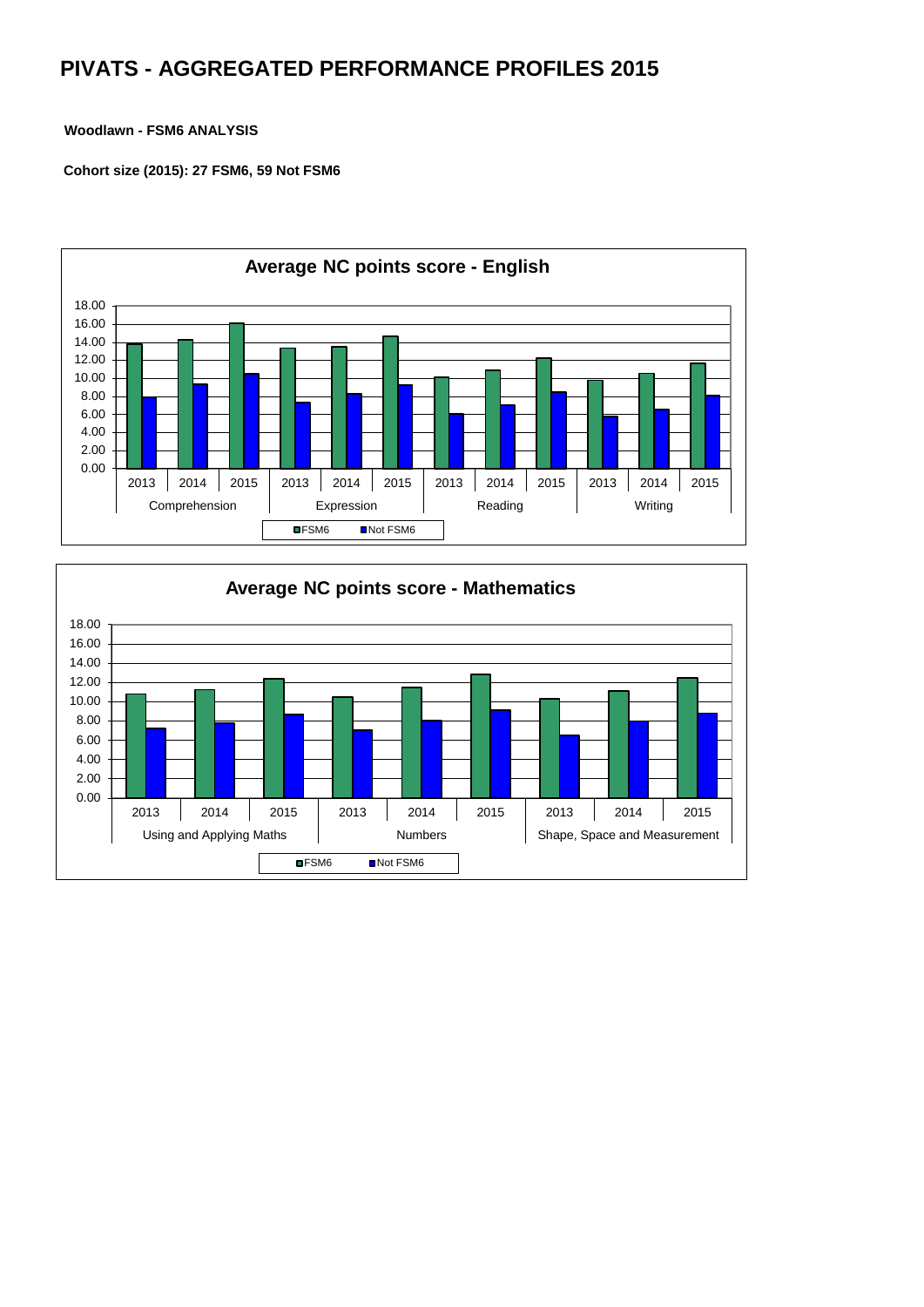# PIVATS - AGGREGATED PERFORMANCE PROFILES 2015

**Woodlawn - FSM6 ANALYSIS**

**Cohort size (2015): 27 FSM6, 59 Not FSM6**

**Average NC points score - English**

18.00
16.00
14.00
12.00
10.00
8.00
6.00
4.00
2.00
0.00

2013 2014 2015 2013 2014 2015 2013 2014 2015 2013 2014 2015

Comprehension Expression Reading Writing

FSM6 Not FSM6

**Average NC points score - Mathematics**

18.00
16.00
14.00
12.00
10.00
8.00
6.00
4.00
2.00
0.00

2013 2014 2015 2013 2014 2015 2013 2014 2015

Using and Applying Maths Numbers Shape, Space and Measurement

FSM6 Not FSM6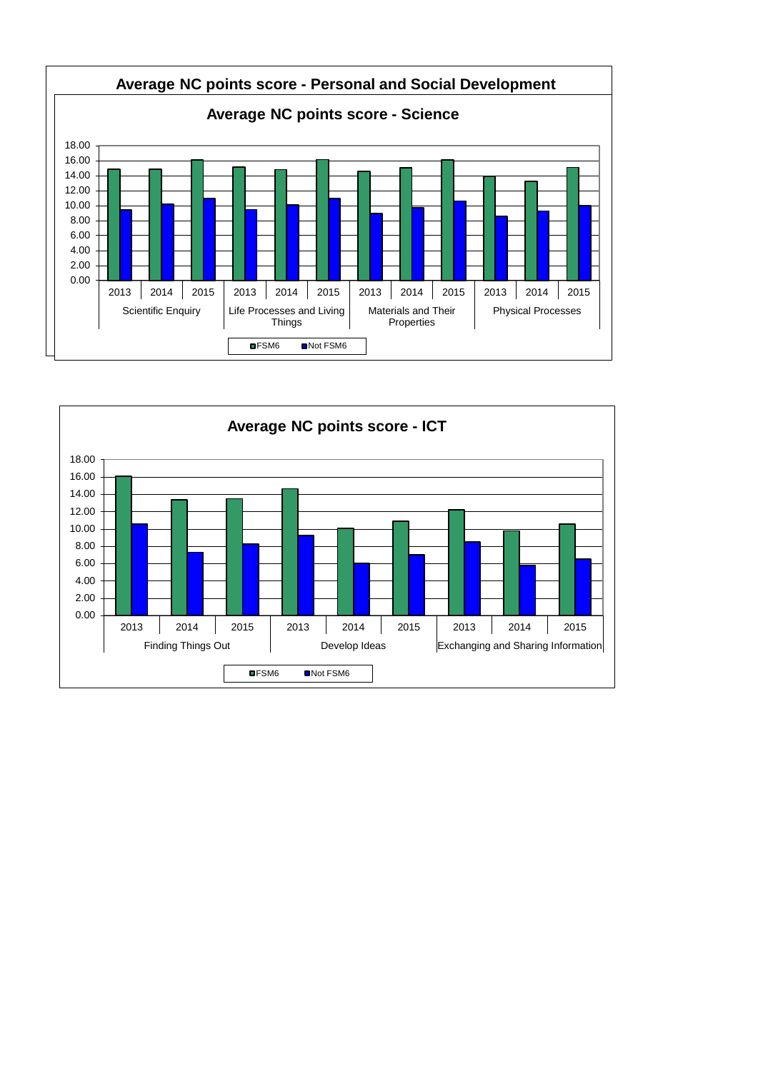Average NC points score - Personal and Social Development

Average NC points score - Science

18.00
16.00
14.00
12.00
10.00
8.00
6.00
4.00
2.00
0.00

2013 2014 2015 2013 2014 2015 2013 2014 2015 2013 2014 2015

Scientific Enquiry
Life Processes and Living Things
Materials and Their Properties
Physical Processes

FSM6
Not FSM6

Average NC points score - ICT

18.00
16.00
14.00
12.00
10.00
8.00
6.00
4.00
2.00
0.00

2013 2014 2015 2013 2014 2015 2013 2014 2015

Finding Things Out
Develop Ideas
Exchanging and Sharing Information

FSM6
Not FSM6